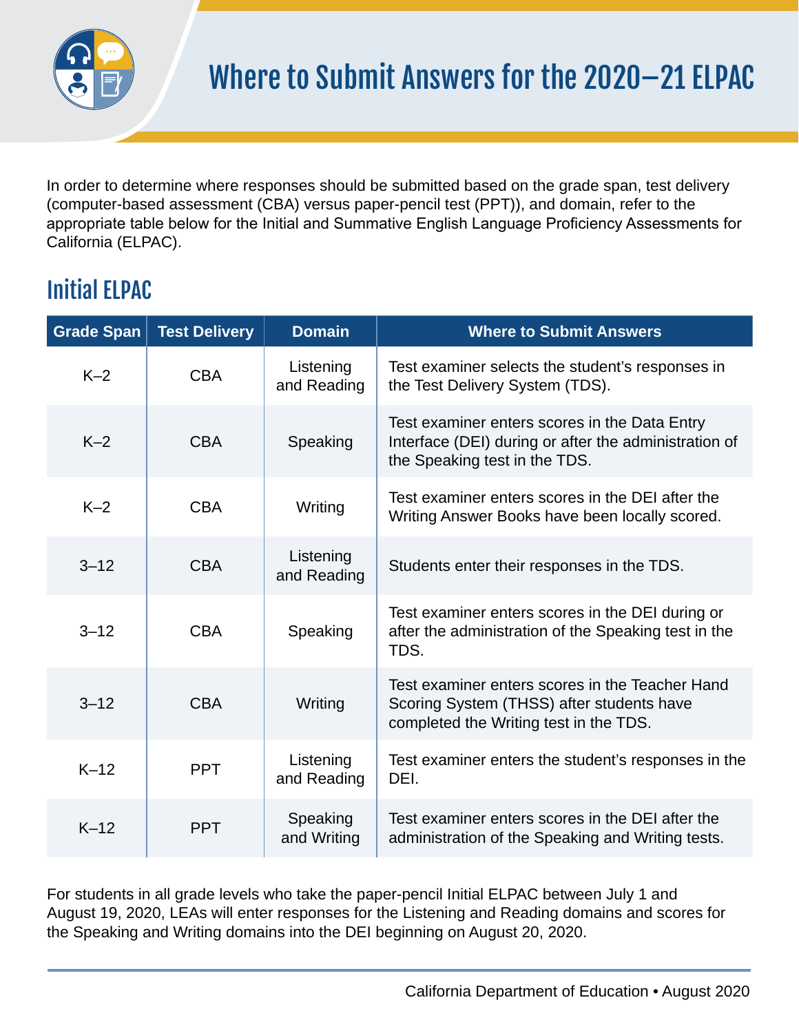# Where to Submit Answers for the 2020–21 ELPAC

In order to determine where responses should be submitted based on the grade span, test delivery (computer-based assessment (CBA) versus paper-pencil test (PPT)), and domain, refer to the appropriate table below for the Initial and Summative English Language Proficiency Assessments for California (ELPAC).

## Initial ELPAC

| Grade Span | Test Delivery | Domain | Where to Submit Answers |
| --- | --- | --- | --- |
| K–2 | CBA | Listening and Reading | Test examiner selects the student's responses in the Test Delivery System (TDS). |
| K–2 | CBA | Speaking | Test examiner enters scores in the Data Entry Interface (DEI) during or after the administration of the Speaking test in the TDS. |
| K–2 | CBA | Writing | Test examiner enters scores in the DEI after the Writing Answer Books have been locally scored. |
| 3–12 | CBA | Listening and Reading | Students enter their responses in the TDS. |
| 3–12 | CBA | Speaking | Test examiner enters scores in the DEI during or after the administration of the Speaking test in the TDS. |
| 3–12 | CBA | Writing | Test examiner enters scores in the Teacher Hand Scoring System (THSS) after students have completed the Writing test in the TDS. |
| K–12 | PPT | Listening and Reading | Test examiner enters the student's responses in the DEI. |
| K–12 | PPT | Speaking and Writing | Test examiner enters scores in the DEI after the administration of the Speaking and Writing tests. |

For students in all grade levels who take the paper-pencil Initial ELPAC between July 1 and August 19, 2020, LEAs will enter responses for the Listening and Reading domains and scores for the Speaking and Writing domains into the DEI beginning on August 20, 2020.

California Department of Education • August 2020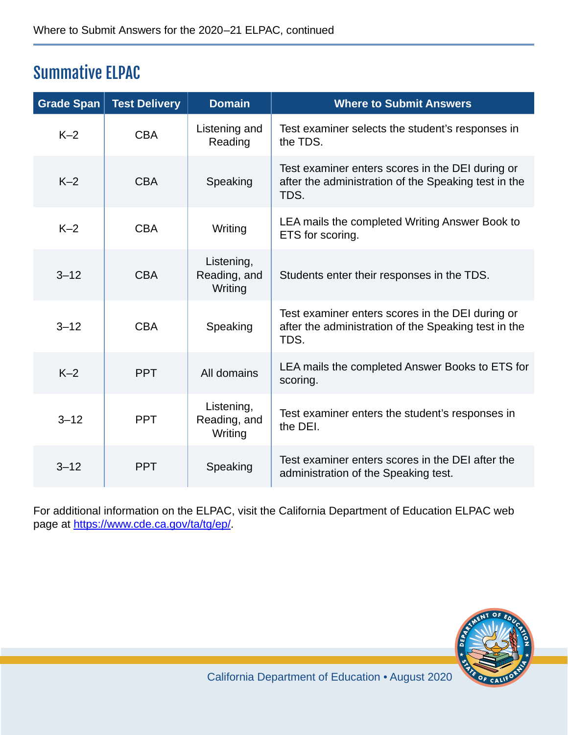## Summative ELPAC

| Grade Span | Test Delivery | Domain | Where to Submit Answers |
|---|---|---|---|
| K–2 | CBA | Listening and Reading | Test examiner selects the student's responses in the TDS. |
| K–2 | CBA | Speaking | Test examiner enters scores in the DEI during or after the administration of the Speaking test in the TDS. |
| K–2 | CBA | Writing | LEA mails the completed Writing Answer Book to ETS for scoring. |
| 3–12 | CBA | Listening, Reading, and Writing | Students enter their responses in the TDS. |
| 3–12 | CBA | Speaking | Test examiner enters scores in the DEI during or after the administration of the Speaking test in the TDS. |
| K–2 | PPT | All domains | LEA mails the completed Answer Books to ETS for scoring. |
| 3–12 | PPT | Listening, Reading, and Writing | Test examiner enters the student's responses in the DEI. |
| 3–12 | PPT | Speaking | Test examiner enters scores in the DEI after the administration of the Speaking test. |

For additional information on the ELPAC, visit the California Department of Education ELPAC web page at https://www.cde.ca.gov/ta/tg/ep/.